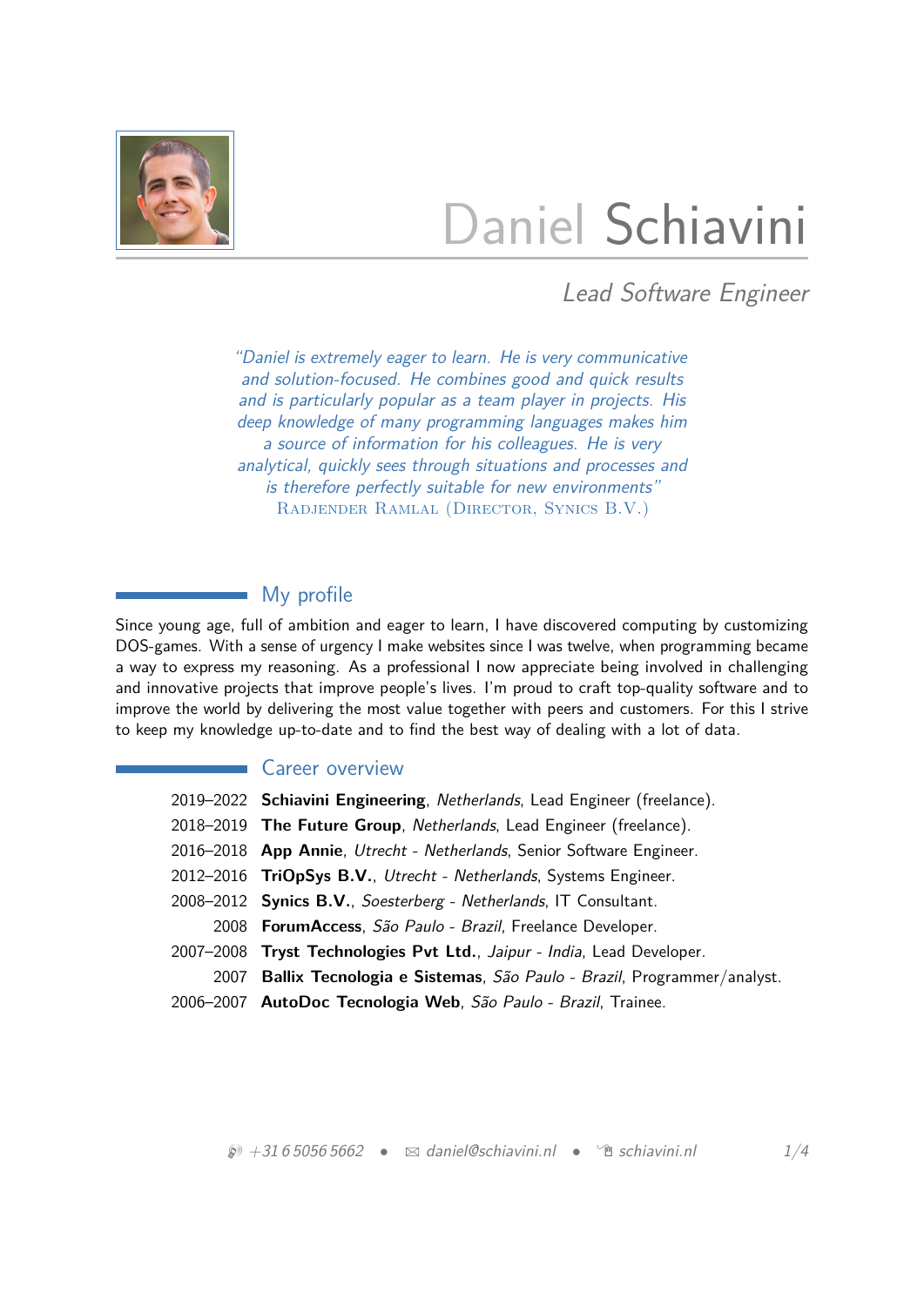# Daniel Schiavini

*Lead Software Engineer*

> *"Daniel is extremely eager to learn. He is very communicative and solution-focused. He combines good and quick results and is particularly popular as a team player in projects. His deep knowledge of many programming languages makes him a source of information for his colleagues. He is very analytical, quickly sees through situations and processes and is therefore perfectly suitable for new environments"*
> Radjender Ramlal (Director, Synics B.V.)

## My profile

Since young age, full of ambition and eager to learn, I have discovered computing by customizing DOS-games. With a sense of urgency I make websites since I was twelve, when programming became a way to express my reasoning. As a professional I now appreciate being involved in challenging and innovative projects that improve people's lives. I'm proud to craft top-quality software and to improve the world by delivering the most value together with peers and customers. For this I strive to keep my knowledge up-to-date and to find the best way of dealing with a lot of data.

## Career overview

- 2019–2022 **Schiavini Engineering**, *Netherlands*, Lead Engineer (freelance).
- 2018–2019 **The Future Group**, *Netherlands*, Lead Engineer (freelance).
- 2016–2018 **App Annie**, *Utrecht - Netherlands*, Senior Software Engineer.
- 2012–2016 **TriOpSys B.V.**, *Utrecht - Netherlands*, Systems Engineer.
- 2008–2012 **Synics B.V.**, *Soesterberg - Netherlands*, IT Consultant.
- 2008 **ForumAccess**, *São Paulo - Brazil*, Freelance Developer.
- 2007–2008 **Tryst Technologies Pvt Ltd.**, *Jaipur - India*, Lead Developer.
- 2007 **Ballix Tecnologia e Sistemas**, *São Paulo - Brazil*, Programmer/analyst.
- 2006–2007 **AutoDoc Tecnologia Web**, *São Paulo - Brazil*, Trainee.

*+31 6 5056 5662* • *daniel@schiavini.nl* • *schiavini.nl*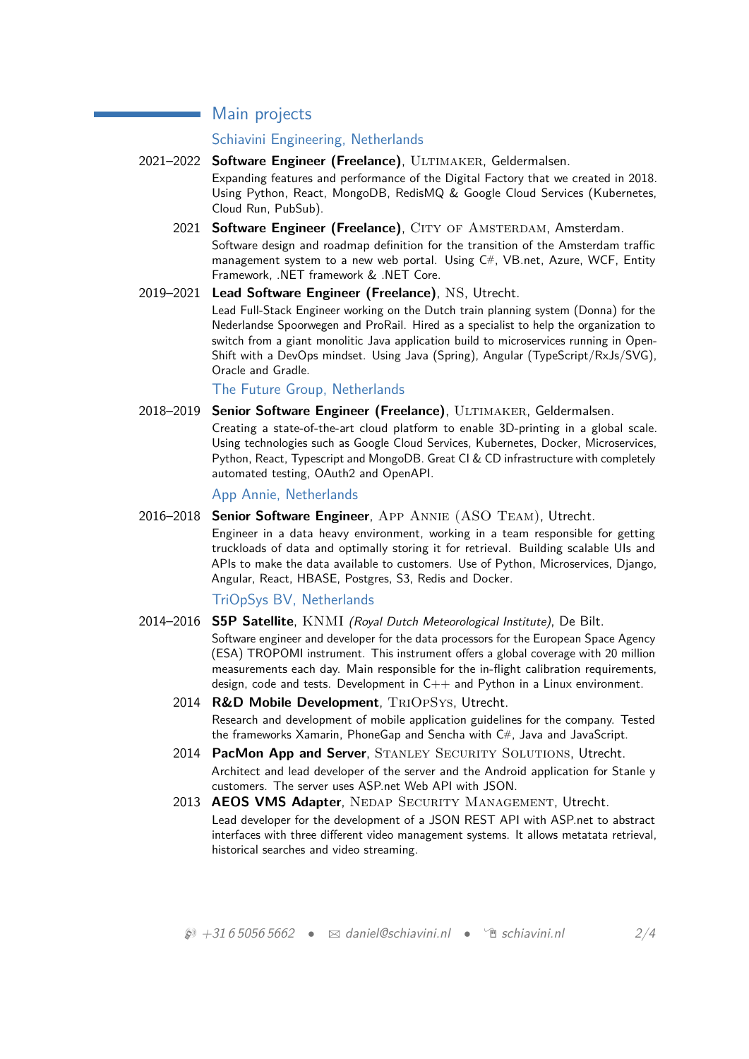## Main projects

### Schiavini Engineering, Netherlands

**2021–2022** **Software Engineer (Freelance)**, Ultimaker, Geldermalsen.
Expanding features and performance of the Digital Factory that we created in 2018. Using Python, React, MongoDB, RedisMQ & Google Cloud Services (Kubernetes, Cloud Run, PubSub).

**2021** **Software Engineer (Freelance)**, City of Amsterdam, Amsterdam.
Software design and roadmap definition for the transition of the Amsterdam traffic management system to a new web portal. Using C#, VB.net, Azure, WCF, Entity Framework, .NET framework & .NET Core.

**2019–2021** **Lead Software Engineer (Freelance)**, NS, Utrecht.
Lead Full-Stack Engineer working on the Dutch train planning system (Donna) for the Nederlandse Spoorwegen and ProRail. Hired as a specialist to help the organization to switch from a giant monolitic Java application build to microservices running in Open-Shift with a DevOps mindset. Using Java (Spring), Angular (TypeScript/RxJs/SVG), Oracle and Gradle.

### The Future Group, Netherlands

**2018–2019** **Senior Software Engineer (Freelance)**, Ultimaker, Geldermalsen.
Creating a state-of-the-art cloud platform to enable 3D-printing in a global scale. Using technologies such as Google Cloud Services, Kubernetes, Docker, Microservices, Python, React, Typescript and MongoDB. Great CI & CD infrastructure with completely automated testing, OAuth2 and OpenAPI.

### App Annie, Netherlands

**2016–2018** **Senior Software Engineer**, App Annie (ASO Team), Utrecht.
Engineer in a data heavy environment, working in a team responsible for getting truckloads of data and optimally storing it for retrieval. Building scalable UIs and APIs to make the data available to customers. Use of Python, Microservices, Django, Angular, React, HBASE, Postgres, S3, Redis and Docker.

### TriOpSys BV, Netherlands

**2014–2016** **S5P Satellite**, KNMI *(Royal Dutch Meteorological Institute)*, De Bilt.
Software engineer and developer for the data processors for the European Space Agency (ESA) TROPOMI instrument. This instrument offers a global coverage with 20 million measurements each day. Main responsible for the in-flight calibration requirements, design, code and tests. Development in C++ and Python in a Linux environment.

**2014** **R&D Mobile Development**, TriOpSys, Utrecht.
Research and development of mobile application guidelines for the company. Tested the frameworks Xamarin, PhoneGap and Sencha with C#, Java and JavaScript.

**2014** **PacMon App and Server**, Stanley Security Solutions, Utrecht.
Architect and lead developer of the server and the Android application for Stanle y customers. The server uses ASP.net Web API with JSON.

**2013** **AEOS VMS Adapter**, Nedap Security Management, Utrecht.
Lead developer for the development of a JSON REST API with ASP.net to abstract interfaces with three different video management systems. It allows metatata retrieval, historical searches and video streaming.

+31 6 5056 5662 • daniel@schiavini.nl • schiavini.nl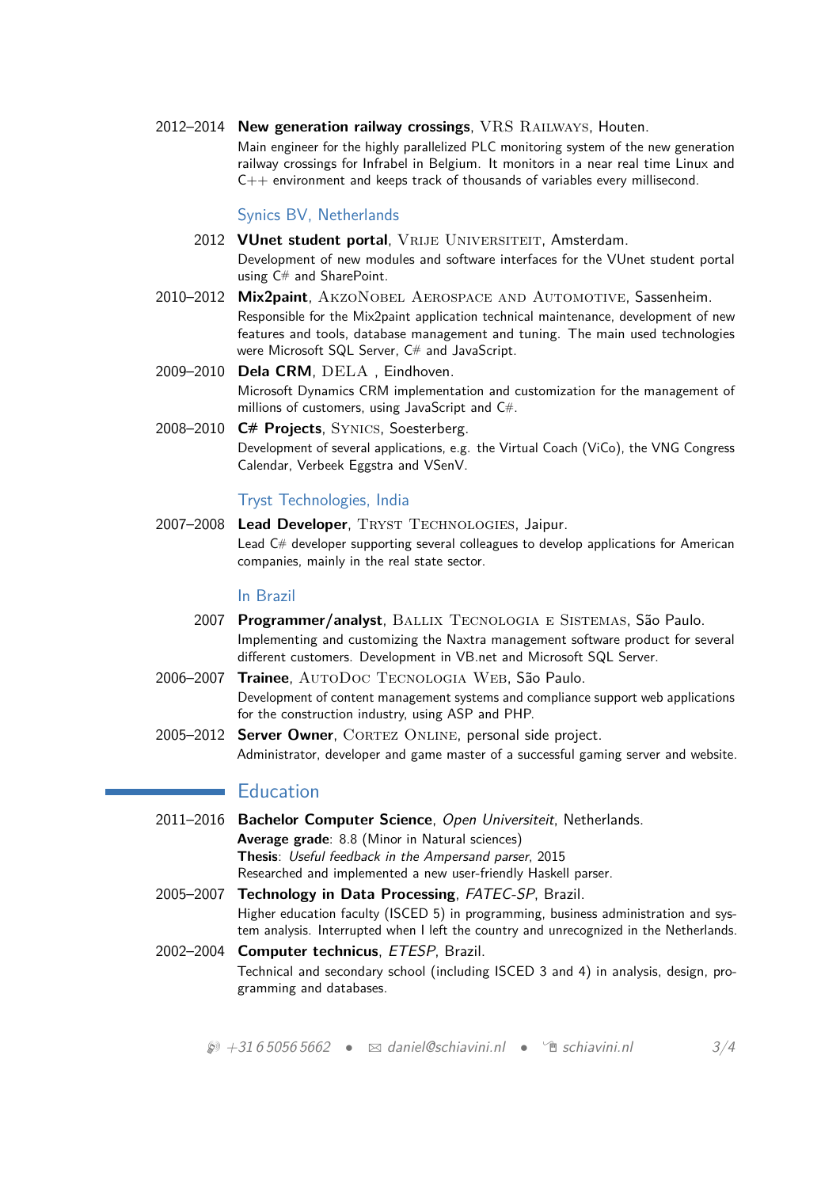2012–2014 **New generation railway crossings**, VRS Railways, Houten.
Main engineer for the highly parallelized PLC monitoring system of the new generation railway crossings for Infrabel in Belgium. It monitors in a near real time Linux and C++ environment and keeps track of thousands of variables every millisecond.

### Synics BV, Netherlands

2012 **VUnet student portal**, Vrije Universiteit, Amsterdam.
Development of new modules and software interfaces for the VUnet student portal using C# and SharePoint.

2010–2012 **Mix2paint**, AkzoNobel Aerospace and Automotive, Sassenheim.
Responsible for the Mix2paint application technical maintenance, development of new features and tools, database management and tuning. The main used technologies were Microsoft SQL Server, C# and JavaScript.

2009–2010 **Dela CRM**, DELA , Eindhoven.
Microsoft Dynamics CRM implementation and customization for the management of millions of customers, using JavaScript and C#.

2008–2010 **C# Projects**, Synics, Soesterberg.
Development of several applications, e.g. the Virtual Coach (ViCo), the VNG Congress Calendar, Verbeek Eggstra and VSenV.

### Tryst Technologies, India

2007–2008 **Lead Developer**, Tryst Technologies, Jaipur.
Lead C# developer supporting several colleagues to develop applications for American companies, mainly in the real state sector.

### In Brazil

2007 **Programmer/analyst**, Ballix Tecnologia e Sistemas, São Paulo.
Implementing and customizing the Naxtra management software product for several different customers. Development in VB.net and Microsoft SQL Server.

2006–2007 **Trainee**, AutoDoc Tecnologia Web, São Paulo.
Development of content management systems and compliance support web applications for the construction industry, using ASP and PHP.

2005–2012 **Server Owner**, Cortez Online, personal side project.
Administrator, developer and game master of a successful gaming server and website.

## Education

2011–2016 **Bachelor Computer Science**, *Open Universiteit*, Netherlands.
**Average grade**: 8.8 (Minor in Natural sciences)
**Thesis**: *Useful feedback in the Ampersand parser*, 2015
Researched and implemented a new user-friendly Haskell parser.

2005–2007 **Technology in Data Processing**, *FATEC-SP*, Brazil.
Higher education faculty (ISCED 5) in programming, business administration and system analysis. Interrupted when I left the country and unrecognized in the Netherlands.

2002–2004 **Computer technicus**, *ETESP*, Brazil.
Technical and secondary school (including ISCED 3 and 4) in analysis, design, programming and databases.

+31 6 5056 5662 • daniel@schiavini.nl • schiavini.nl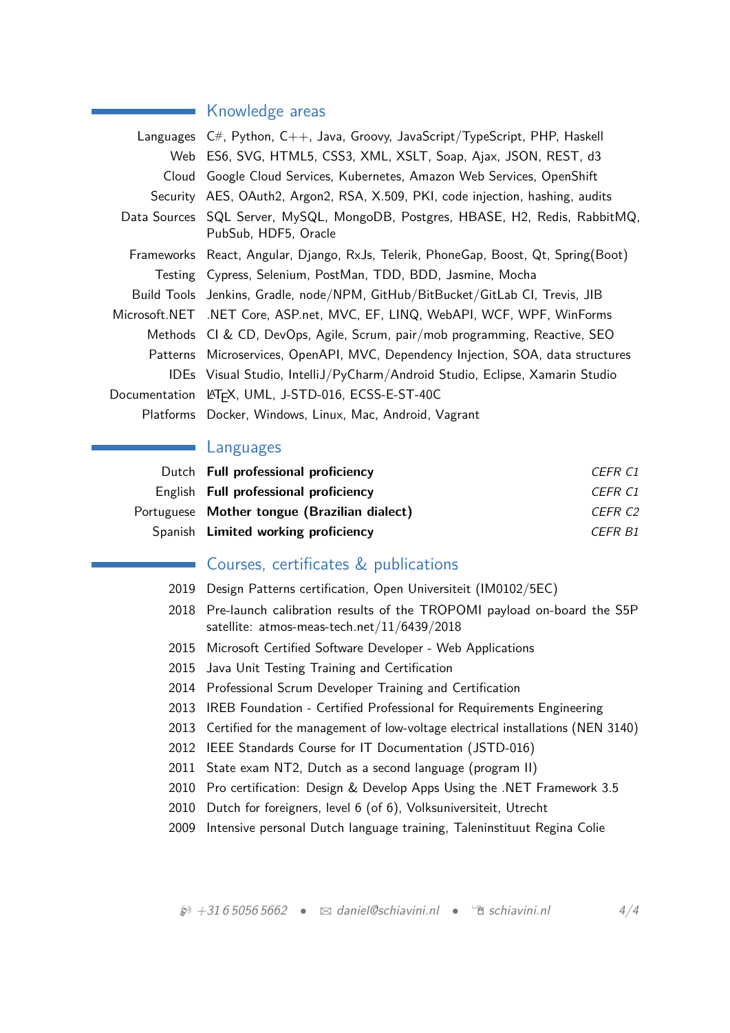## Knowledge areas

| | |
|---|---|
| Languages | C#, Python, C++, Java, Groovy, JavaScript/TypeScript, PHP, Haskell |
| Web | ES6, SVG, HTML5, CSS3, XML, XSLT, Soap, Ajax, JSON, REST, d3 |
| Cloud | Google Cloud Services, Kubernetes, Amazon Web Services, OpenShift |
| Security | AES, OAuth2, Argon2, RSA, X.509, PKI, code injection, hashing, audits |
| Data Sources | SQL Server, MySQL, MongoDB, Postgres, HBASE, H2, Redis, RabbitMQ, PubSub, HDF5, Oracle |
| Frameworks | React, Angular, Django, RxJs, Telerik, PhoneGap, Boost, Qt, Spring(Boot) |
| Testing | Cypress, Selenium, PostMan, TDD, BDD, Jasmine, Mocha |
| Build Tools | Jenkins, Gradle, node/NPM, GitHub/BitBucket/GitLab CI, Trevis, JIB |
| Microsoft.NET | .NET Core, ASP.net, MVC, EF, LINQ, WebAPI, WCF, WPF, WinForms |
| Methods | CI & CD, DevOps, Agile, Scrum, pair/mob programming, Reactive, SEO |
| Patterns | Microservices, OpenAPI, MVC, Dependency Injection, SOA, data structures |
| IDEs | Visual Studio, IntelliJ/PyCharm/Android Studio, Eclipse, Xamarin Studio |
| Documentation | LaTeX, UML, J-STD-016, ECSS-E-ST-40C |
| Platforms | Docker, Windows, Linux, Mac, Android, Vagrant |

## Languages

| | | |
|---|---|---|
| Dutch | **Full professional proficiency** | *CEFR C1* |
| English | **Full professional proficiency** | *CEFR C1* |
| Portuguese | **Mother tongue (Brazilian dialect)** | *CEFR C2* |
| Spanish | **Limited working proficiency** | *CEFR B1* |

## Courses, certificates & publications

| | |
|---|---|
| 2019 | Design Patterns certification, Open Universiteit (IM0102/5EC) |
| 2018 | Pre-launch calibration results of the TROPOMI payload on-board the S5P satellite: atmos-meas-tech.net/11/6439/2018 |
| 2015 | Microsoft Certified Software Developer - Web Applications |
| 2015 | Java Unit Testing Training and Certification |
| 2014 | Professional Scrum Developer Training and Certification |
| 2013 | IREB Foundation - Certified Professional for Requirements Engineering |
| 2013 | Certified for the management of low-voltage electrical installations (NEN 3140) |
| 2012 | IEEE Standards Course for IT Documentation (JSTD-016) |
| 2011 | State exam NT2, Dutch as a second language (program II) |
| 2010 | Pro certification: Design & Develop Apps Using the .NET Framework 3.5 |
| 2010 | Dutch for foreigners, level 6 (of 6), Volksuniversiteit, Utrecht |
| 2009 | Intensive personal Dutch language training, Taleninstituut Regina Colie |

*+31 6 5050 5662* • *daniel@schiavini.nl* • *schiavini.nl*